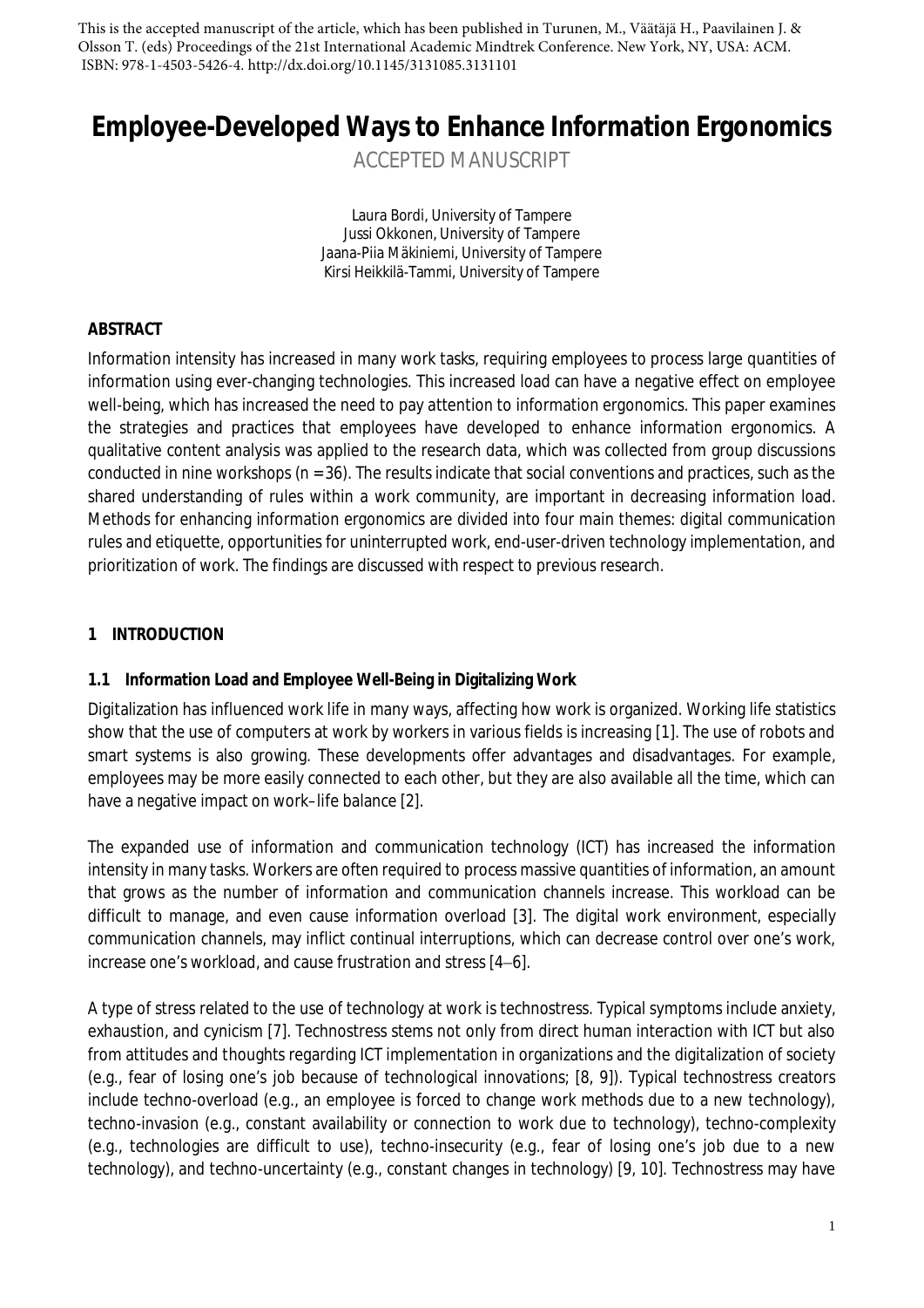This is the accepted manuscript of the article, which has been published in Turunen, M., Väätäjä H., Paavilainen J. & Olsson T. (eds) Proceedings of the 21st International Academic Mindtrek Conference. New York, NY, USA: ACM. ISBN: 978-1-4503-5426-4. http://dx.doi.org/10.1145/3131085.3131101

# Employee-Developed Ways to Enhance Information Ergonomics

ACCEPTED MANUSCRIPT

Laura Bordi, University of Tampere
Jussi Okkonen, University of Tampere
Jaana-Piia Mäkiniemi, University of Tampere
Kirsi Heikkilä-Tammi, University of Tampere

**ABSTRACT**

Information intensity has increased in many work tasks, requiring employees to process large quantities of information using ever-changing technologies. This increased load can have a negative effect on employee well-being, which has increased the need to pay attention to information ergonomics. This paper examines the strategies and practices that employees have developed to enhance information ergonomics. A qualitative content analysis was applied to the research data, which was collected from group discussions conducted in nine workshops (n = 36). The results indicate that social conventions and practices, such as the shared understanding of rules within a work community, are important in decreasing information load. Methods for enhancing information ergonomics are divided into four main themes: digital communication rules and etiquette, opportunities for uninterrupted work, end-user-driven technology implementation, and prioritization of work. The findings are discussed with respect to previous research.

## 1 INTRODUCTION

### 1.1 Information Load and Employee Well-Being in Digitalizing Work

Digitalization has influenced work life in many ways, affecting how work is organized. Working life statistics show that the use of computers at work by workers in various fields is increasing [1]. The use of robots and smart systems is also growing. These developments offer advantages and disadvantages. For example, employees may be more easily connected to each other, but they are also available all the time, which can have a negative impact on work–life balance [2].

The expanded use of information and communication technology (ICT) has increased the information intensity in many tasks. Workers are often required to process massive quantities of information, an amount that grows as the number of information and communication channels increase. This workload can be difficult to manage, and even cause information overload [3]. The digital work environment, especially communication channels, may inflict continual interruptions, which can decrease control over one's work, increase one's workload, and cause frustration and stress [4–6].

A type of stress related to the use of technology at work is technostress. Typical symptoms include anxiety, exhaustion, and cynicism [7]. Technostress stems not only from direct human interaction with ICT but also from attitudes and thoughts regarding ICT implementation in organizations and the digitalization of society (e.g., fear of losing one's job because of technological innovations; [8, 9]). Typical technostress creators include techno-overload (e.g., an employee is forced to change work methods due to a new technology), techno-invasion (e.g., constant availability or connection to work due to technology), techno-complexity (e.g., technologies are difficult to use), techno-insecurity (e.g., fear of losing one's job due to a new technology), and techno-uncertainty (e.g., constant changes in technology) [9, 10]. Technostress may have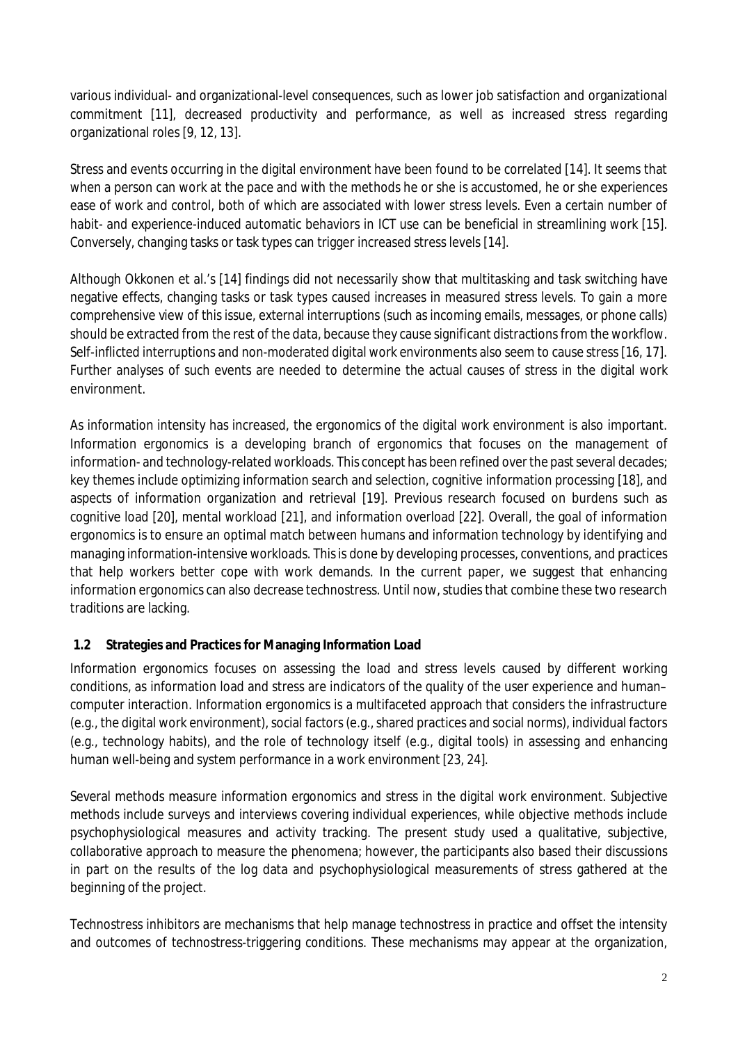various individual- and organizational-level consequences, such as lower job satisfaction and organizational commitment [11], decreased productivity and performance, as well as increased stress regarding organizational roles [9, 12, 13].

Stress and events occurring in the digital environment have been found to be correlated [14]. It seems that when a person can work at the pace and with the methods he or she is accustomed, he or she experiences ease of work and control, both of which are associated with lower stress levels. Even a certain number of habit- and experience-induced automatic behaviors in ICT use can be beneficial in streamlining work [15]. Conversely, changing tasks or task types can trigger increased stress levels [14].

Although Okkonen et al.'s [14] findings did not necessarily show that multitasking and task switching have negative effects, changing tasks or task types caused increases in measured stress levels. To gain a more comprehensive view of this issue, external interruptions (such as incoming emails, messages, or phone calls) should be extracted from the rest of the data, because they cause significant distractions from the workflow. Self-inflicted interruptions and non-moderated digital work environments also seem to cause stress [16, 17]. Further analyses of such events are needed to determine the actual causes of stress in the digital work environment.

As information intensity has increased, the ergonomics of the digital work environment is also important. Information ergonomics is a developing branch of ergonomics that focuses on the management of information- and technology-related workloads. This concept has been refined over the past several decades; key themes include optimizing information search and selection, cognitive information processing [18], and aspects of information organization and retrieval [19]. Previous research focused on burdens such as cognitive load [20], mental workload [21], and information overload [22]. Overall, the goal of information ergonomics is to ensure an optimal match between humans and information technology by identifying and managing information-intensive workloads. This is done by developing processes, conventions, and practices that help workers better cope with work demands. In the current paper, we suggest that enhancing information ergonomics can also decrease technostress. Until now, studies that combine these two research traditions are lacking.

### 1.2 Strategies and Practices for Managing Information Load

Information ergonomics focuses on assessing the load and stress levels caused by different working conditions, as information load and stress are indicators of the quality of the user experience and human–computer interaction. Information ergonomics is a multifaceted approach that considers the infrastructure (e.g., the digital work environment), social factors (e.g., shared practices and social norms), individual factors (e.g., technology habits), and the role of technology itself (e.g., digital tools) in assessing and enhancing human well-being and system performance in a work environment [23, 24].

Several methods measure information ergonomics and stress in the digital work environment. Subjective methods include surveys and interviews covering individual experiences, while objective methods include psychophysiological measures and activity tracking. The present study used a qualitative, subjective, collaborative approach to measure the phenomena; however, the participants also based their discussions in part on the results of the log data and psychophysiological measurements of stress gathered at the beginning of the project.

Technostress inhibitors are mechanisms that help manage technostress in practice and offset the intensity and outcomes of technostress-triggering conditions. These mechanisms may appear at the organization,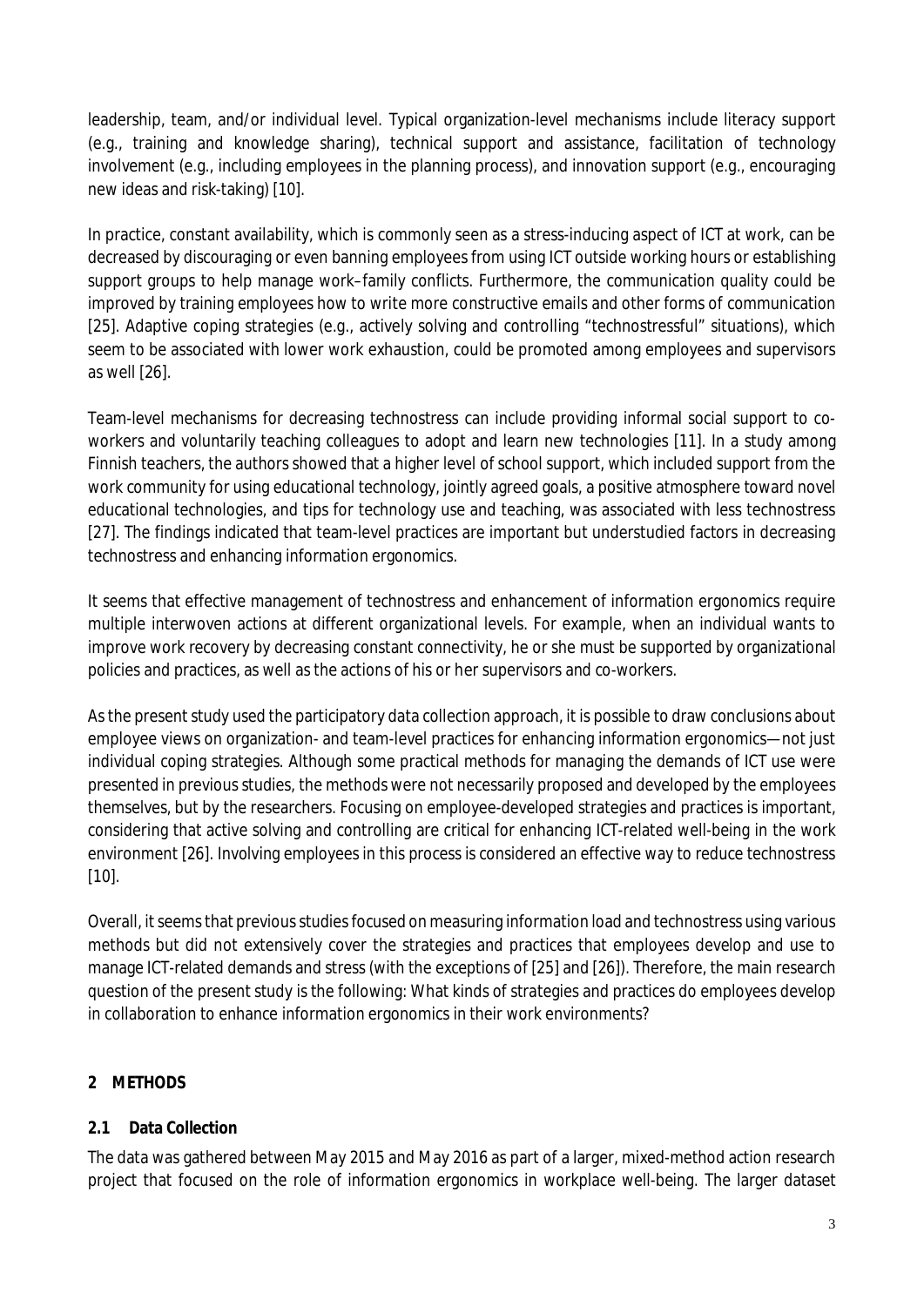leadership, team, and/or individual level. Typical organization-level mechanisms include literacy support (e.g., training and knowledge sharing), technical support and assistance, facilitation of technology involvement (e.g., including employees in the planning process), and innovation support (e.g., encouraging new ideas and risk-taking) [10].

In practice, constant availability, which is commonly seen as a stress-inducing aspect of ICT at work, can be decreased by discouraging or even banning employees from using ICT outside working hours or establishing support groups to help manage work–family conflicts. Furthermore, the communication quality could be improved by training employees how to write more constructive emails and other forms of communication [25]. Adaptive coping strategies (e.g., actively solving and controlling "technostressful" situations), which seem to be associated with lower work exhaustion, could be promoted among employees and supervisors as well [26].

Team-level mechanisms for decreasing technostress can include providing informal social support to co-workers and voluntarily teaching colleagues to adopt and learn new technologies [11]. In a study among Finnish teachers, the authors showed that a higher level of school support, which included support from the work community for using educational technology, jointly agreed goals, a positive atmosphere toward novel educational technologies, and tips for technology use and teaching, was associated with less technostress [27]. The findings indicated that team-level practices are important but understudied factors in decreasing technostress and enhancing information ergonomics.

It seems that effective management of technostress and enhancement of information ergonomics require multiple interwoven actions at different organizational levels. For example, when an individual wants to improve work recovery by decreasing constant connectivity, he or she must be supported by organizational policies and practices, as well as the actions of his or her supervisors and co-workers.

As the present study used the participatory data collection approach, it is possible to draw conclusions about employee views on organization- and team-level practices for enhancing information ergonomics—not just individual coping strategies. Although some practical methods for managing the demands of ICT use were presented in previous studies, the methods were not necessarily proposed and developed by the employees themselves, but by the researchers. Focusing on employee-developed strategies and practices is important, considering that active solving and controlling are critical for enhancing ICT-related well-being in the work environment [26]. Involving employees in this process is considered an effective way to reduce technostress [10].

Overall, it seems that previous studies focused on measuring information load and technostress using various methods but did not extensively cover the strategies and practices that employees develop and use to manage ICT-related demands and stress (with the exceptions of [25] and [26]). Therefore, the main research question of the present study is the following: What kinds of strategies and practices do employees develop in collaboration to enhance information ergonomics in their work environments?

## 2 METHODS

### 2.1 Data Collection

The data was gathered between May 2015 and May 2016 as part of a larger, mixed-method action research project that focused on the role of information ergonomics in workplace well-being. The larger dataset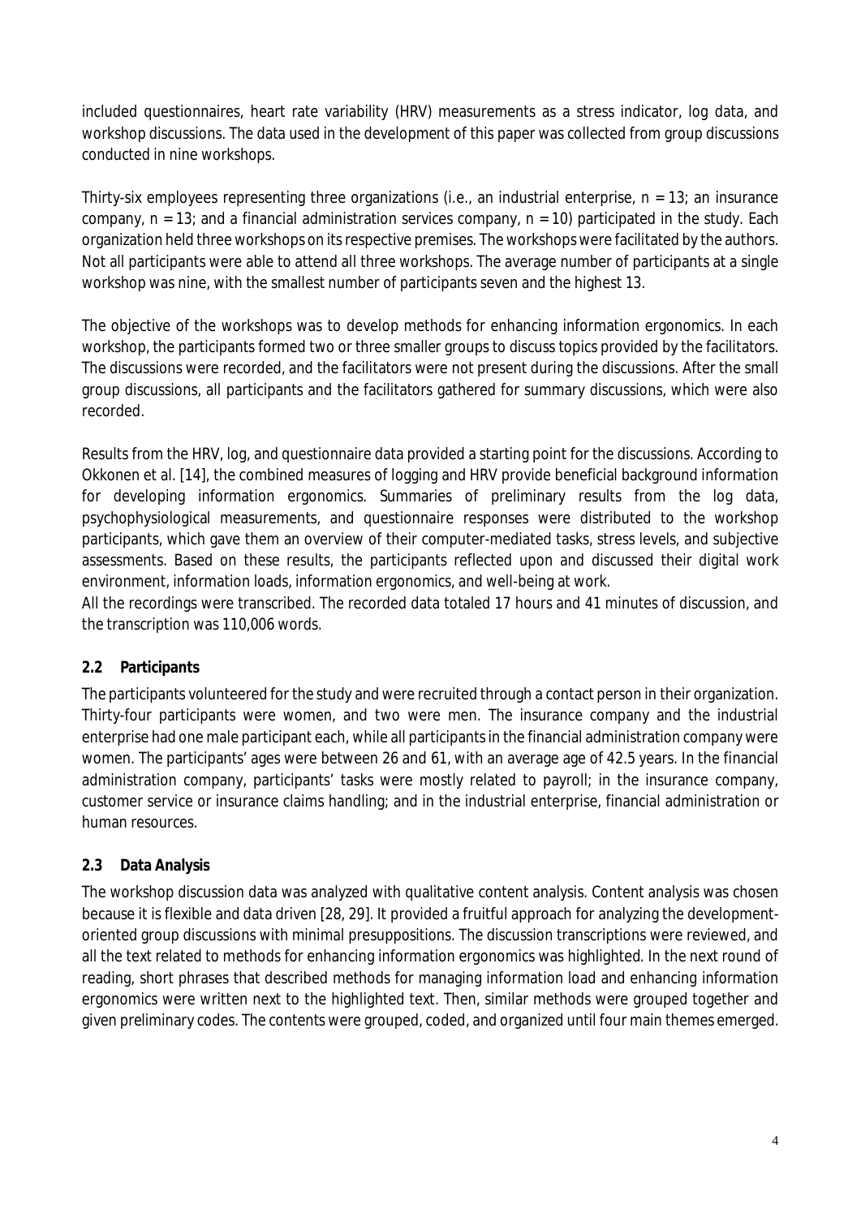included questionnaires, heart rate variability (HRV) measurements as a stress indicator, log data, and workshop discussions. The data used in the development of this paper was collected from group discussions conducted in nine workshops.

Thirty-six employees representing three organizations (i.e., an industrial enterprise, n = 13; an insurance company, n = 13; and a financial administration services company, n = 10) participated in the study. Each organization held three workshops on its respective premises. The workshops were facilitated by the authors. Not all participants were able to attend all three workshops. The average number of participants at a single workshop was nine, with the smallest number of participants seven and the highest 13.

The objective of the workshops was to develop methods for enhancing information ergonomics. In each workshop, the participants formed two or three smaller groups to discuss topics provided by the facilitators. The discussions were recorded, and the facilitators were not present during the discussions. After the small group discussions, all participants and the facilitators gathered for summary discussions, which were also recorded.

Results from the HRV, log, and questionnaire data provided a starting point for the discussions. According to Okkonen et al. [14], the combined measures of logging and HRV provide beneficial background information for developing information ergonomics. Summaries of preliminary results from the log data, psychophysiological measurements, and questionnaire responses were distributed to the workshop participants, which gave them an overview of their computer-mediated tasks, stress levels, and subjective assessments. Based on these results, the participants reflected upon and discussed their digital work environment, information loads, information ergonomics, and well-being at work.

All the recordings were transcribed. The recorded data totaled 17 hours and 41 minutes of discussion, and the transcription was 110,006 words.

### 2.2 Participants

The participants volunteered for the study and were recruited through a contact person in their organization. Thirty-four participants were women, and two were men. The insurance company and the industrial enterprise had one male participant each, while all participants in the financial administration company were women. The participants' ages were between 26 and 61, with an average age of 42.5 years. In the financial administration company, participants' tasks were mostly related to payroll; in the insurance company, customer service or insurance claims handling; and in the industrial enterprise, financial administration or human resources.

### 2.3 Data Analysis

The workshop discussion data was analyzed with qualitative content analysis. Content analysis was chosen because it is flexible and data driven [28, 29]. It provided a fruitful approach for analyzing the development-oriented group discussions with minimal presuppositions. The discussion transcriptions were reviewed, and all the text related to methods for enhancing information ergonomics was highlighted. In the next round of reading, short phrases that described methods for managing information load and enhancing information ergonomics were written next to the highlighted text. Then, similar methods were grouped together and given preliminary codes. The contents were grouped, coded, and organized until four main themes emerged.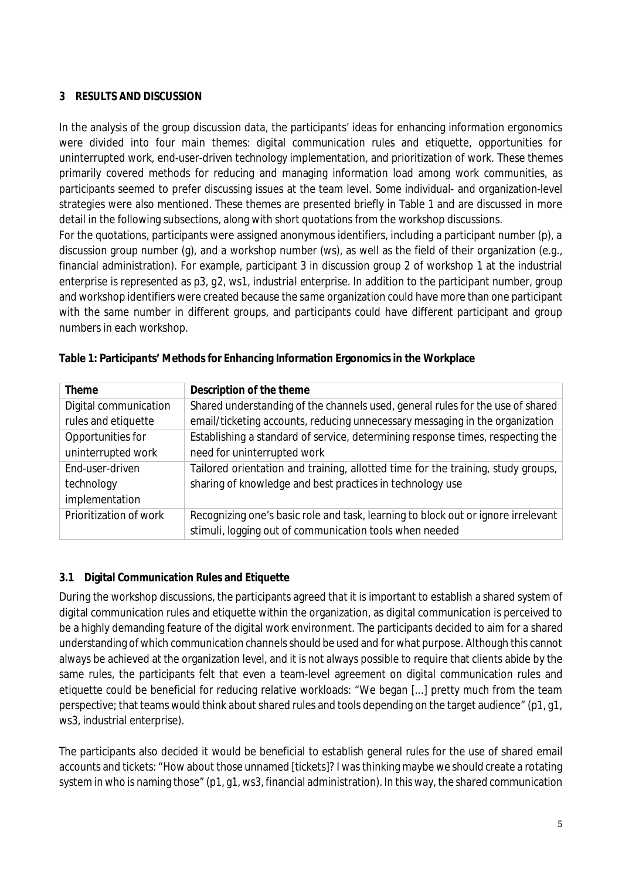## 3 RESULTS AND DISCUSSION

In the analysis of the group discussion data, the participants' ideas for enhancing information ergonomics were divided into four main themes: digital communication rules and etiquette, opportunities for uninterrupted work, end-user-driven technology implementation, and prioritization of work. These themes primarily covered methods for reducing and managing information load among work communities, as participants seemed to prefer discussing issues at the team level. Some individual- and organization-level strategies were also mentioned. These themes are presented briefly in Table 1 and are discussed in more detail in the following subsections, along with short quotations from the workshop discussions.

For the quotations, participants were assigned anonymous identifiers, including a participant number (p), a discussion group number (g), and a workshop number (ws), as well as the field of their organization (e.g., financial administration). For example, participant 3 in discussion group 2 of workshop 1 at the industrial enterprise is represented as *p3, g2, ws1, industrial enterprise*. In addition to the participant number, group and workshop identifiers were created because the same organization could have more than one participant with the same number in different groups, and participants could have different participant and group numbers in each workshop.

**Table 1: Participants' Methods for Enhancing Information Ergonomics in the Workplace**

| Theme | Description of the theme |
|---|---|
| Digital communication rules and etiquette | Shared understanding of the channels used, general rules for the use of shared email/ticketing accounts, reducing unnecessary messaging in the organization |
| Opportunities for uninterrupted work | Establishing a standard of service, determining response times, respecting the need for uninterrupted work |
| End-user-driven technology implementation | Tailored orientation and training, allotted time for the training, study groups, sharing of knowledge and best practices in technology use |
| Prioritization of work | Recognizing one's basic role and task, learning to block out or ignore irrelevant stimuli, logging out of communication tools when needed |

### 3.1 Digital Communication Rules and Etiquette

During the workshop discussions, the participants agreed that it is important to establish a shared system of digital communication rules and etiquette within the organization, as digital communication is perceived to be a highly demanding feature of the digital work environment. The participants decided to aim for a shared understanding of which communication channels should be used and for what purpose. Although this cannot always be achieved at the organization level, and it is not always possible to require that clients abide by the same rules, the participants felt that even a team-level agreement on digital communication rules and etiquette could be beneficial for reducing relative workloads: "We began [...] pretty much from the team perspective; that teams would think about shared rules and tools depending on the target audience" (p1, g1, ws3, industrial enterprise).

The participants also decided it would be beneficial to establish general rules for the use of shared email accounts and tickets: "How about those unnamed [tickets]? I was thinking maybe we should create a rotating system in who is naming those" (p1, g1, ws3, financial administration). In this way, the shared communication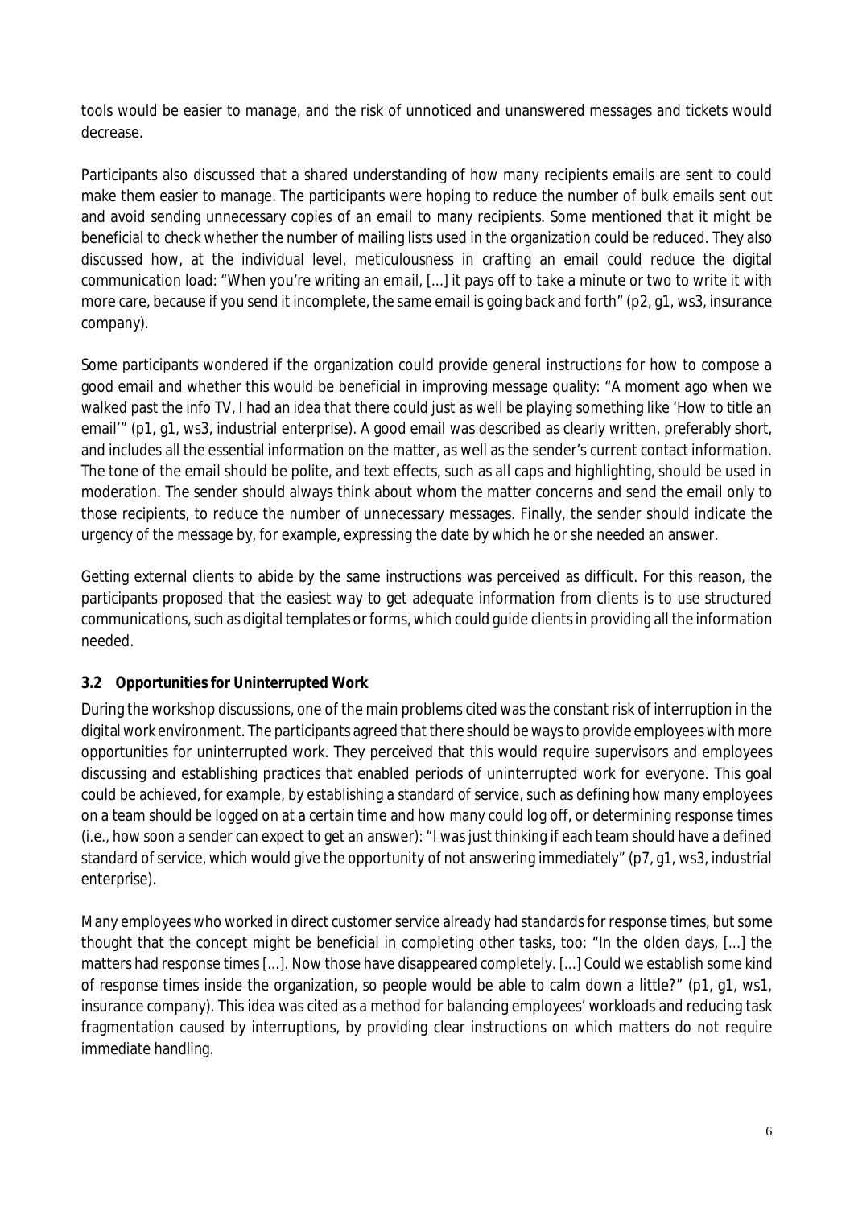tools would be easier to manage, and the risk of unnoticed and unanswered messages and tickets would decrease.

Participants also discussed that a shared understanding of how many recipients emails are sent to could make them easier to manage. The participants were hoping to reduce the number of bulk emails sent out and avoid sending unnecessary copies of an email to many recipients. Some mentioned that it might be beneficial to check whether the number of mailing lists used in the organization could be reduced. They also discussed how, at the individual level, meticulousness in crafting an email could reduce the digital communication load: "When you're writing an email, […] it pays off to take a minute or two to write it with more care, because if you send it incomplete, the same email is going back and forth" (p2, g1, ws3, insurance company).

Some participants wondered if the organization could provide general instructions for how to compose a good email and whether this would be beneficial in improving message quality: "A moment ago when we walked past the info TV, I had an idea that there could just as well be playing something like 'How to title an email'" (p1, g1, ws3, industrial enterprise). A good email was described as clearly written, preferably short, and includes all the essential information on the matter, as well as the sender's current contact information. The tone of the email should be polite, and text effects, such as all caps and highlighting, should be used in moderation. The sender should always think about whom the matter concerns and send the email only to those recipients, to reduce the number of unnecessary messages. Finally, the sender should indicate the urgency of the message by, for example, expressing the date by which he or she needed an answer.

Getting external clients to abide by the same instructions was perceived as difficult. For this reason, the participants proposed that the easiest way to get adequate information from clients is to use structured communications, such as digital templates or forms, which could guide clients in providing all the information needed.

### 3.2 Opportunities for Uninterrupted Work

During the workshop discussions, one of the main problems cited was the constant risk of interruption in the digital work environment. The participants agreed that there should be ways to provide employees with more opportunities for uninterrupted work. They perceived that this would require supervisors and employees discussing and establishing practices that enabled periods of uninterrupted work for everyone. This goal could be achieved, for example, by establishing a standard of service, such as defining how many employees on a team should be logged on at a certain time and how many could log off, or determining response times (i.e., how soon a sender can expect to get an answer): "I was just thinking if each team should have a defined standard of service, which would give the opportunity of not answering immediately" (p7, g1, ws3, industrial enterprise).

Many employees who worked in direct customer service already had standards for response times, but some thought that the concept might be beneficial in completing other tasks, too: "In the olden days, […] the matters had response times […]. Now those have disappeared completely. […] Could we establish some kind of response times inside the organization, so people would be able to calm down a little?" (p1, g1, ws1, insurance company). This idea was cited as a method for balancing employees' workloads and reducing task fragmentation caused by interruptions, by providing clear instructions on which matters do not require immediate handling.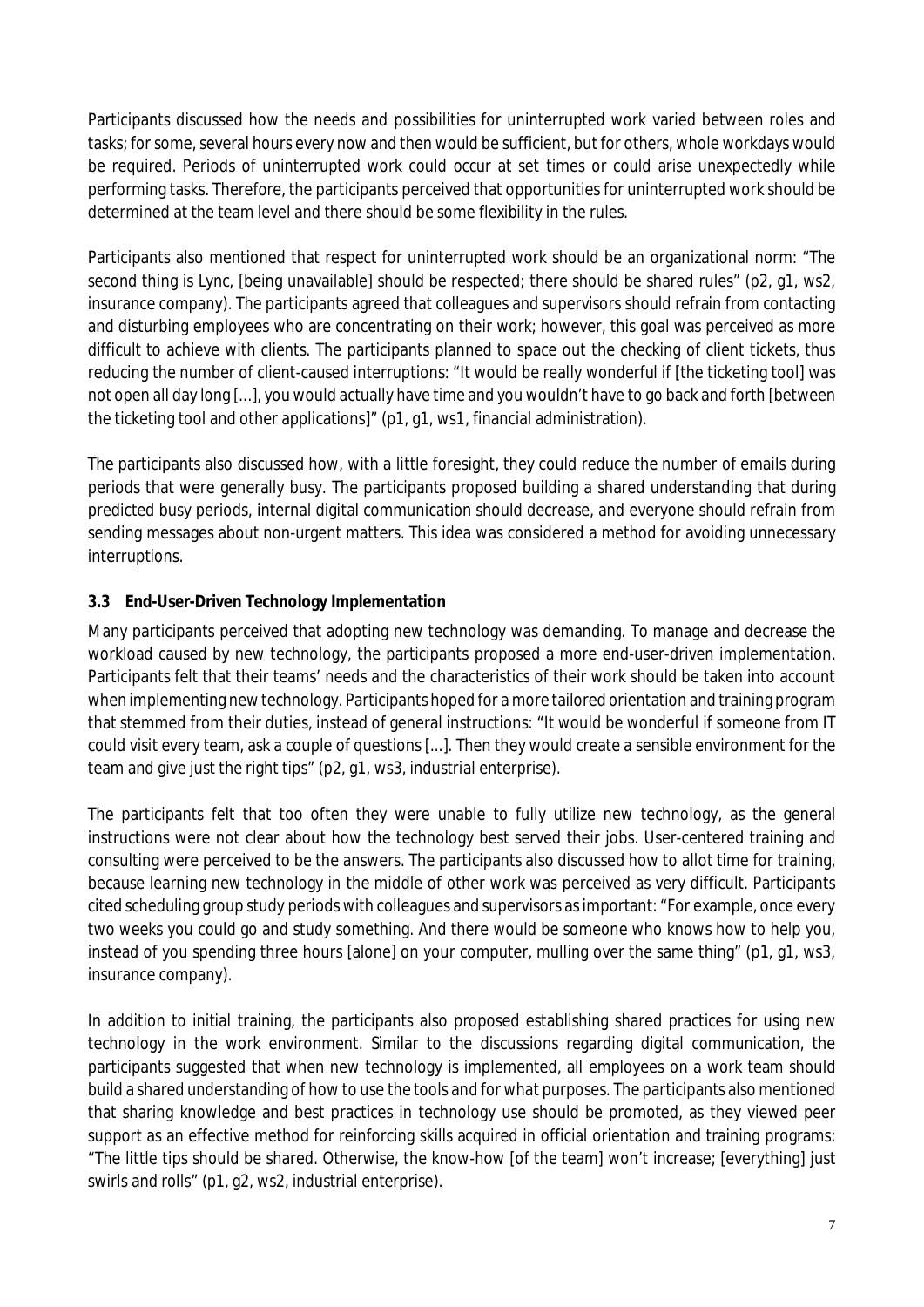Participants discussed how the needs and possibilities for uninterrupted work varied between roles and tasks; for some, several hours every now and then would be sufficient, but for others, whole workdays would be required. Periods of uninterrupted work could occur at set times or could arise unexpectedly while performing tasks. Therefore, the participants perceived that opportunities for uninterrupted work should be determined at the team level and there should be some flexibility in the rules.

Participants also mentioned that respect for uninterrupted work should be an organizational norm: "The second thing is Lync, [being unavailable] should be respected; there should be shared rules" (p2, g1, ws2, insurance company). The participants agreed that colleagues and supervisors should refrain from contacting and disturbing employees who are concentrating on their work; however, this goal was perceived as more difficult to achieve with clients. The participants planned to space out the checking of client tickets, thus reducing the number of client-caused interruptions: "It would be really wonderful if [the ticketing tool] was not open all day long [...], you would actually have time and you wouldn't have to go back and forth [between the ticketing tool and other applications]" (p1, g1, ws1, financial administration).

The participants also discussed how, with a little foresight, they could reduce the number of emails during periods that were generally busy. The participants proposed building a shared understanding that during predicted busy periods, internal digital communication should decrease, and everyone should refrain from sending messages about non-urgent matters. This idea was considered a method for avoiding unnecessary interruptions.

### 3.3 End-User-Driven Technology Implementation

Many participants perceived that adopting new technology was demanding. To manage and decrease the workload caused by new technology, the participants proposed a more end-user-driven implementation. Participants felt that their teams' needs and the characteristics of their work should be taken into account when implementing new technology. Participants hoped for a more tailored orientation and training program that stemmed from their duties, instead of general instructions: "It would be wonderful if someone from IT could visit every team, ask a couple of questions [...]. Then they would create a sensible environment for the team and give just the right tips" (p2, g1, ws3, industrial enterprise).

The participants felt that too often they were unable to fully utilize new technology, as the general instructions were not clear about how the technology best served their jobs. User-centered training and consulting were perceived to be the answers. The participants also discussed how to allot time for training, because learning new technology in the middle of other work was perceived as very difficult. Participants cited scheduling group study periods with colleagues and supervisors as important: "For example, once every two weeks you could go and study something. And there would be someone who knows how to help you, instead of you spending three hours [alone] on your computer, mulling over the same thing" (p1, g1, ws3, insurance company).

In addition to initial training, the participants also proposed establishing shared practices for using new technology in the work environment. Similar to the discussions regarding digital communication, the participants suggested that when new technology is implemented, all employees on a work team should build a shared understanding of how to use the tools and for what purposes. The participants also mentioned that sharing knowledge and best practices in technology use should be promoted, as they viewed peer support as an effective method for reinforcing skills acquired in official orientation and training programs: "The little tips should be shared. Otherwise, the know-how [of the team] won't increase; [everything] just swirls and rolls" (p1, g2, ws2, industrial enterprise).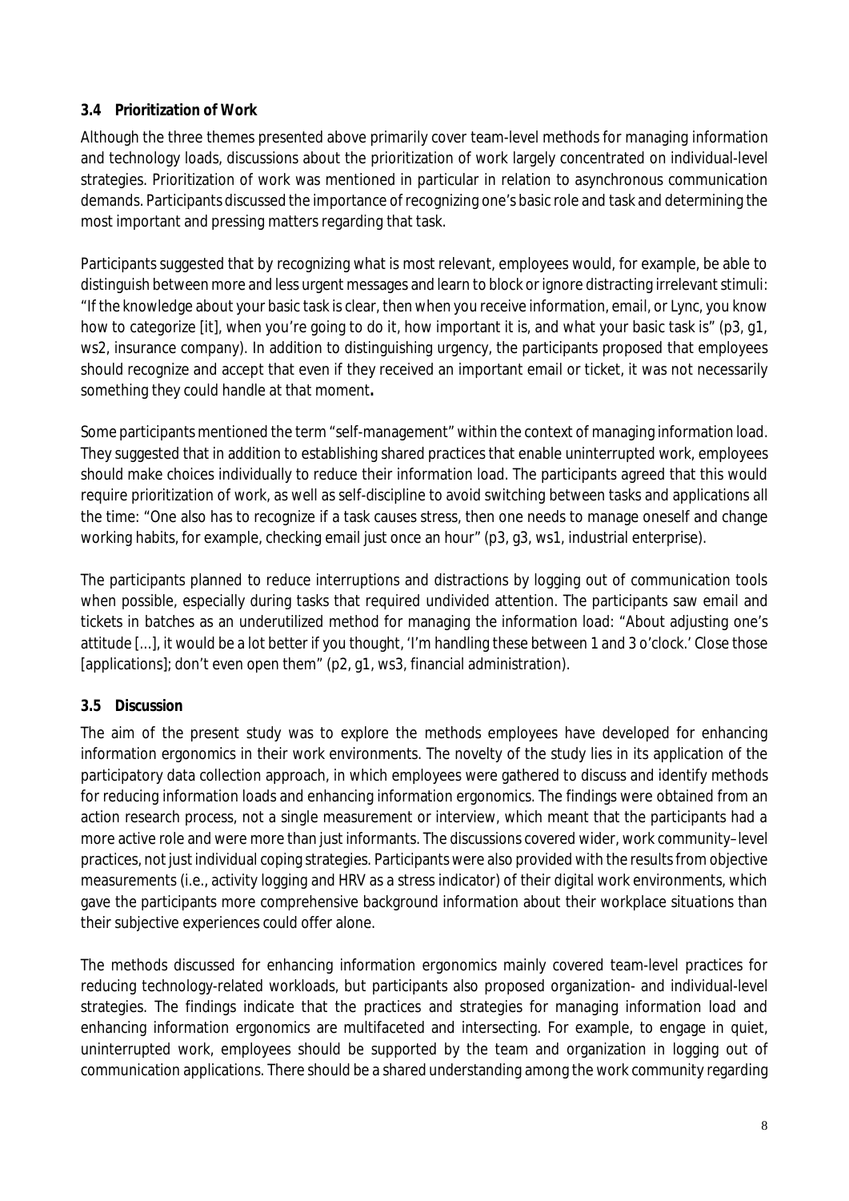### 3.4 Prioritization of Work

Although the three themes presented above primarily cover team-level methods for managing information and technology loads, discussions about the prioritization of work largely concentrated on individual-level strategies. Prioritization of work was mentioned in particular in relation to asynchronous communication demands. Participants discussed the importance of recognizing one's basic role and task and determining the most important and pressing matters regarding that task.

Participants suggested that by recognizing what is most relevant, employees would, for example, be able to distinguish between more and less urgent messages and learn to block or ignore distracting irrelevant stimuli: "If the knowledge about your basic task is clear, then when you receive information, email, or Lync, you know how to categorize [it], when you're going to do it, how important it is, and what your basic task is" (p3, g1, ws2, insurance company). In addition to distinguishing urgency, the participants proposed that employees should recognize and accept that even if they received an important email or ticket, it was not necessarily something they could handle at that moment**.**

Some participants mentioned the term "self-management" within the context of managing information load. They suggested that in addition to establishing shared practices that enable uninterrupted work, employees should make choices individually to reduce their information load. The participants agreed that this would require prioritization of work, as well as self-discipline to avoid switching between tasks and applications all the time: "One also has to recognize if a task causes stress, then one needs to manage oneself and change working habits, for example, checking email just once an hour" (p3, g3, ws1, industrial enterprise).

The participants planned to reduce interruptions and distractions by logging out of communication tools when possible, especially during tasks that required undivided attention. The participants saw email and tickets in batches as an underutilized method for managing the information load: "About adjusting one's attitude […], it would be a lot better if you thought, 'I'm handling these between 1 and 3 o'clock.' Close those [applications]; don't even open them" (p2, g1, ws3, financial administration).

### 3.5 Discussion

The aim of the present study was to explore the methods employees have developed for enhancing information ergonomics in their work environments. The novelty of the study lies in its application of the participatory data collection approach, in which employees were gathered to discuss and identify methods for reducing information loads and enhancing information ergonomics. The findings were obtained from an action research process, not a single measurement or interview, which meant that the participants had a more active role and were more than just informants. The discussions covered wider, work community–level practices, not just individual coping strategies. Participants were also provided with the results from objective measurements (i.e., activity logging and HRV as a stress indicator) of their digital work environments, which gave the participants more comprehensive background information about their workplace situations than their subjective experiences could offer alone.

The methods discussed for enhancing information ergonomics mainly covered team-level practices for reducing technology-related workloads, but participants also proposed organization- and individual-level strategies. The findings indicate that the practices and strategies for managing information load and enhancing information ergonomics are multifaceted and intersecting. For example, to engage in quiet, uninterrupted work, employees should be supported by the team and organization in logging out of communication applications. There should be a shared understanding among the work community regarding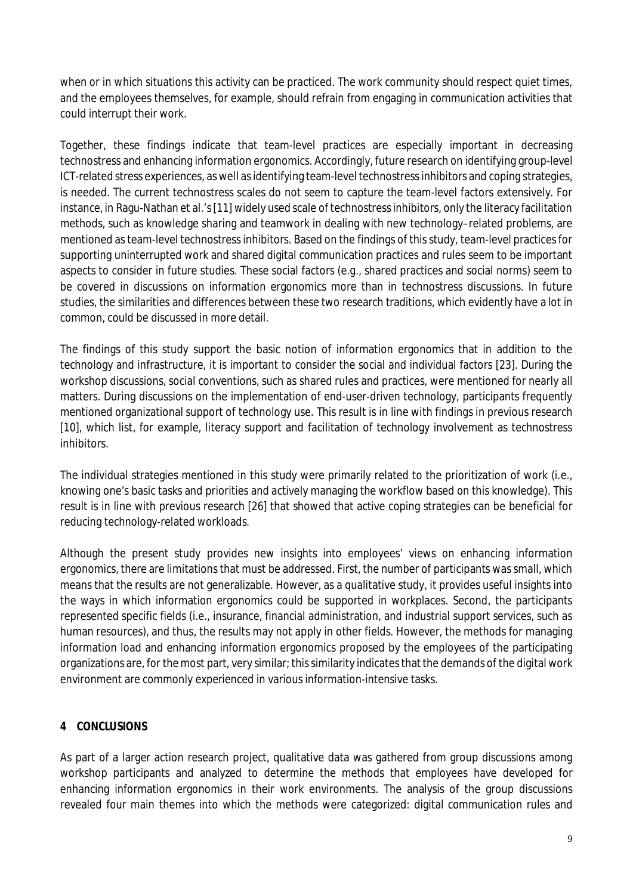when or in which situations this activity can be practiced. The work community should respect quiet times, and the employees themselves, for example, should refrain from engaging in communication activities that could interrupt their work.

Together, these findings indicate that team-level practices are especially important in decreasing technostress and enhancing information ergonomics. Accordingly, future research on identifying group-level ICT-related stress experiences, as well as identifying team-level technostress inhibitors and coping strategies, is needed. The current technostress scales do not seem to capture the team-level factors extensively. For instance, in Ragu-Nathan et al.'s [11] widely used scale of technostress inhibitors, only the literacy facilitation methods, such as knowledge sharing and teamwork in dealing with new technology–related problems, are mentioned as team-level technostress inhibitors. Based on the findings of this study, team-level practices for supporting uninterrupted work and shared digital communication practices and rules seem to be important aspects to consider in future studies. These social factors (e.g., shared practices and social norms) seem to be covered in discussions on information ergonomics more than in technostress discussions. In future studies, the similarities and differences between these two research traditions, which evidently have a lot in common, could be discussed in more detail.

The findings of this study support the basic notion of information ergonomics that in addition to the technology and infrastructure, it is important to consider the social and individual factors [23]. During the workshop discussions, social conventions, such as shared rules and practices, were mentioned for nearly all matters. During discussions on the implementation of end-user-driven technology, participants frequently mentioned organizational support of technology use. This result is in line with findings in previous research [10], which list, for example, literacy support and facilitation of technology involvement as technostress inhibitors.

The individual strategies mentioned in this study were primarily related to the prioritization of work (i.e., knowing one's basic tasks and priorities and actively managing the workflow based on this knowledge). This result is in line with previous research [26] that showed that active coping strategies can be beneficial for reducing technology-related workloads.

Although the present study provides new insights into employees' views on enhancing information ergonomics, there are limitations that must be addressed. First, the number of participants was small, which means that the results are not generalizable. However, as a qualitative study, it provides useful insights into the ways in which information ergonomics could be supported in workplaces. Second, the participants represented specific fields (i.e., insurance, financial administration, and industrial support services, such as human resources), and thus, the results may not apply in other fields. However, the methods for managing information load and enhancing information ergonomics proposed by the employees of the participating organizations are, for the most part, very similar; this similarity indicates that the demands of the digital work environment are commonly experienced in various information-intensive tasks.

## 4 CONCLUSIONS

As part of a larger action research project, qualitative data was gathered from group discussions among workshop participants and analyzed to determine the methods that employees have developed for enhancing information ergonomics in their work environments. The analysis of the group discussions revealed four main themes into which the methods were categorized: digital communication rules and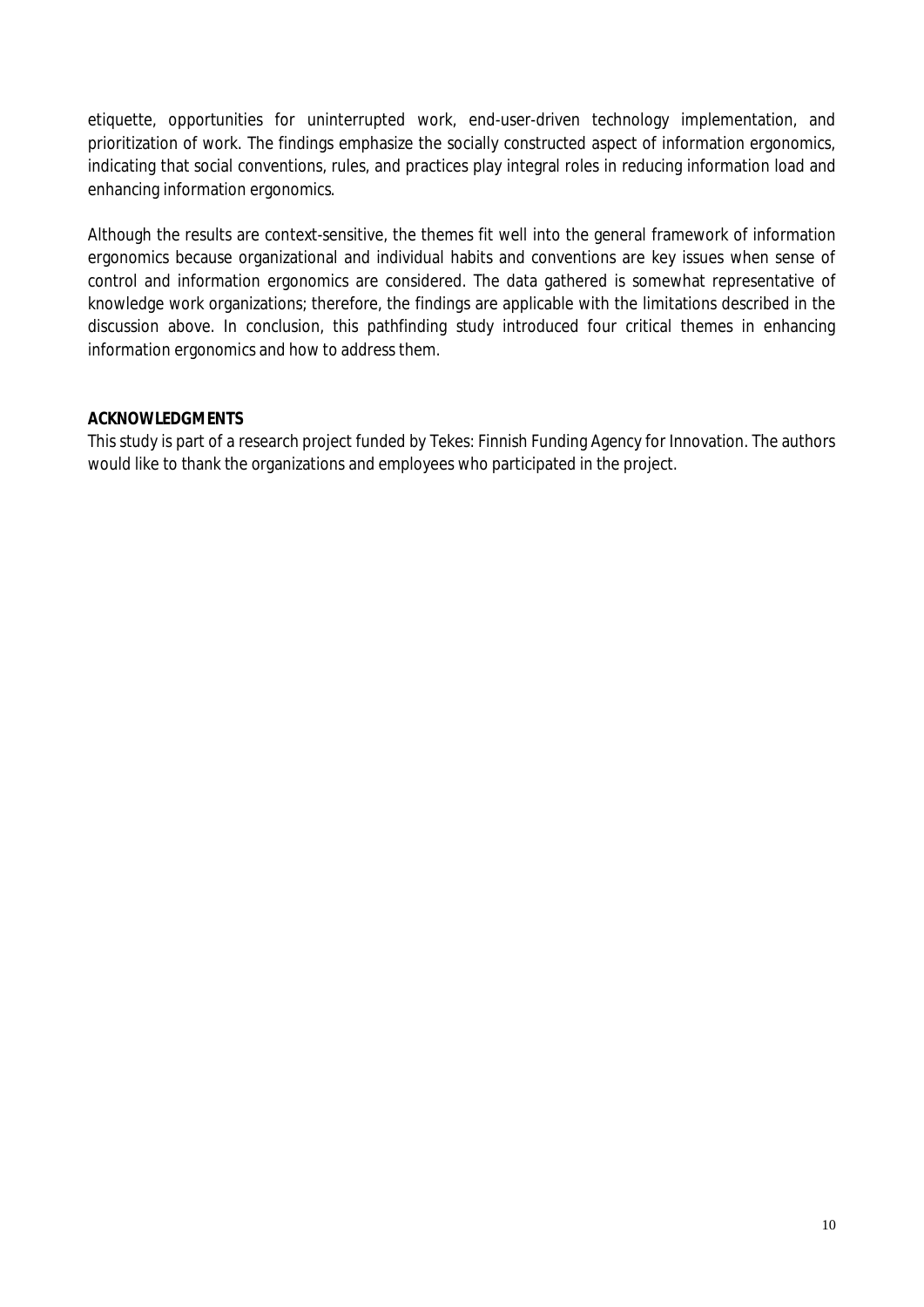etiquette, opportunities for uninterrupted work, end-user-driven technology implementation, and prioritization of work. The findings emphasize the socially constructed aspect of information ergonomics, indicating that social conventions, rules, and practices play integral roles in reducing information load and enhancing information ergonomics.

Although the results are context-sensitive, the themes fit well into the general framework of information ergonomics because organizational and individual habits and conventions are key issues when sense of control and information ergonomics are considered. The data gathered is somewhat representative of knowledge work organizations; therefore, the findings are applicable with the limitations described in the discussion above. In conclusion, this pathfinding study introduced four critical themes in enhancing information ergonomics and how to address them.

**ACKNOWLEDGMENTS**

This study is part of a research project funded by Tekes: Finnish Funding Agency for Innovation. The authors would like to thank the organizations and employees who participated in the project.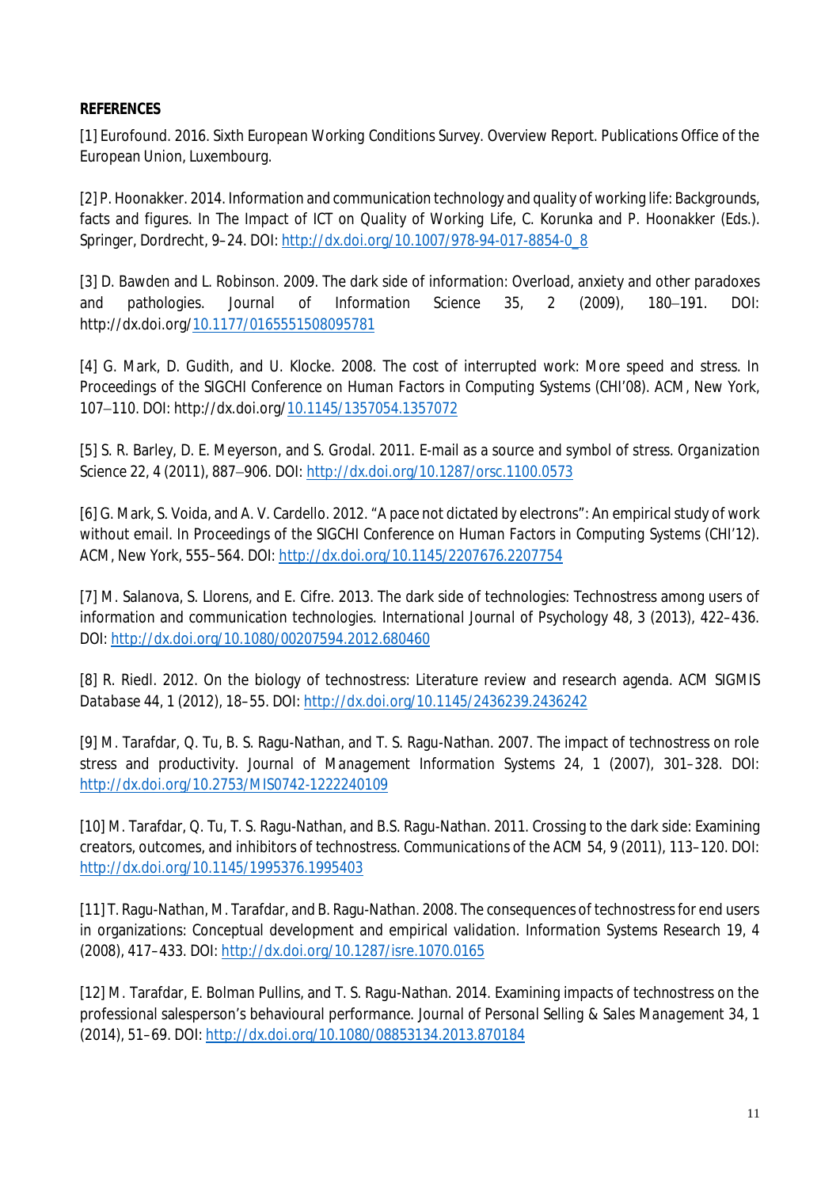**REFERENCES**

[1] Eurofound. 2016. Sixth European Working Conditions Survey. Overview Report. Publications Office of the European Union, Luxembourg.

[2] P. Hoonakker. 2014. Information and communication technology and quality of working life: Backgrounds, facts and figures. In The Impact of ICT on Quality of Working Life, C. Korunka and P. Hoonakker (Eds.). Springer, Dordrecht, 9–24. DOI: http://dx.doi.org/10.1007/978-94-017-8854-0_8

[3] D. Bawden and L. Robinson. 2009. The dark side of information: Overload, anxiety and other paradoxes and pathologies. Journal of Information Science 35, 2 (2009), 180–191. DOI: http://dx.doi.org/10.1177/0165551508095781

[4] G. Mark, D. Gudith, and U. Klocke. 2008. The cost of interrupted work: More speed and stress. In Proceedings of the SIGCHI Conference on Human Factors in Computing Systems (CHI'08). ACM, New York, 107–110. DOI: http://dx.doi.org/10.1145/1357054.1357072

[5] S. R. Barley, D. E. Meyerson, and S. Grodal. 2011. E-mail as a source and symbol of stress. Organization Science 22, 4 (2011), 887–906. DOI: http://dx.doi.org/10.1287/orsc.1100.0573

[6] G. Mark, S. Voida, and A. V. Cardello. 2012. "A pace not dictated by electrons": An empirical study of work without email. In Proceedings of the SIGCHI Conference on Human Factors in Computing Systems (CHI'12). ACM, New York, 555–564. DOI: http://dx.doi.org/10.1145/2207676.2207754

[7] M. Salanova, S. Llorens, and E. Cifre. 2013. The dark side of technologies: Technostress among users of information and communication technologies. International Journal of Psychology 48, 3 (2013), 422–436. DOI: http://dx.doi.org/10.1080/00207594.2012.680460

[8] R. Riedl. 2012. On the biology of technostress: Literature review and research agenda. ACM SIGMIS Database 44, 1 (2012), 18–55. DOI: http://dx.doi.org/10.1145/2436239.2436242

[9] M. Tarafdar, Q. Tu, B. S. Ragu-Nathan, and T. S. Ragu-Nathan. 2007. The impact of technostress on role stress and productivity. Journal of Management Information Systems 24, 1 (2007), 301–328. DOI: http://dx.doi.org/10.2753/MIS0742-1222240109

[10] M. Tarafdar, Q. Tu, T. S. Ragu-Nathan, and B.S. Ragu-Nathan. 2011. Crossing to the dark side: Examining creators, outcomes, and inhibitors of technostress. Communications of the ACM 54, 9 (2011), 113–120. DOI: http://dx.doi.org/10.1145/1995376.1995403

[11] T. Ragu-Nathan, M. Tarafdar, and B. Ragu-Nathan. 2008. The consequences of technostress for end users in organizations: Conceptual development and empirical validation. Information Systems Research 19, 4 (2008), 417–433. DOI: http://dx.doi.org/10.1287/isre.1070.0165

[12] M. Tarafdar, E. Bolman Pullins, and T. S. Ragu-Nathan. 2014. Examining impacts of technostress on the professional salesperson's behavioural performance. Journal of Personal Selling & Sales Management 34, 1 (2014), 51–69. DOI: http://dx.doi.org/10.1080/08853134.2013.870184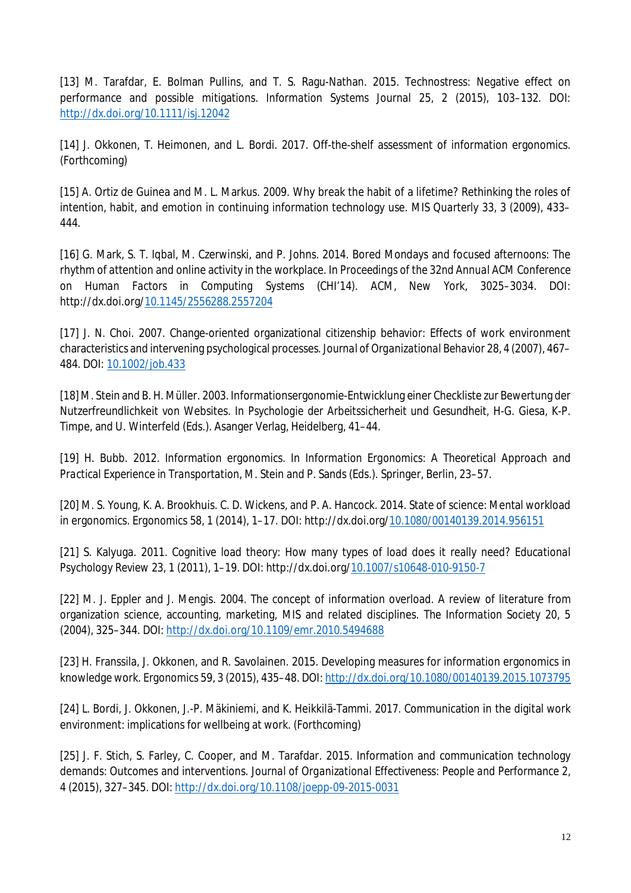[13] M. Tarafdar, E. Bolman Pullins, and T. S. Ragu-Nathan. 2015. Technostress: Negative effect on performance and possible mitigations. Information Systems Journal 25, 2 (2015), 103–132. DOI: http://dx.doi.org/10.1111/isj.12042

[14] J. Okkonen, T. Heimonen, and L. Bordi. 2017. Off-the-shelf assessment of information ergonomics. (Forthcoming)

[15] A. Ortiz de Guinea and M. L. Markus. 2009. Why break the habit of a lifetime? Rethinking the roles of intention, habit, and emotion in continuing information technology use. MIS Quarterly 33, 3 (2009), 433–444.

[16] G. Mark, S. T. Iqbal, M. Czerwinski, and P. Johns. 2014. Bored Mondays and focused afternoons: The rhythm of attention and online activity in the workplace. In Proceedings of the 32nd Annual ACM Conference on Human Factors in Computing Systems (CHI'14). ACM, New York, 3025–3034. DOI: http://dx.doi.org/10.1145/2556288.2557204

[17] J. N. Choi. 2007. Change-oriented organizational citizenship behavior: Effects of work environment characteristics and intervening psychological processes. *Journal of Organizational Behavior* 28, 4 (2007), 467–484. DOI: 10.1002/job.433

[18] M. Stein and B. H. Müller. 2003. Informationsergonomie-Entwicklung einer Checkliste zur Bewertung der Nutzerfreundlichkeit von Websites. In Psychologie der Arbeitssicherheit und Gesundheit, H-G. Giesa, K-P. Timpe, and U. Winterfeld (Eds.). Asanger Verlag, Heidelberg, 41–44.

[19] H. Bubb. 2012. Information ergonomics. In *Information Ergonomics: A Theoretical Approach and Practical Experience in Transportation*, M. Stein and P. Sands (Eds.). Springer, Berlin, 23–57.

[20] M. S. Young, K. A. Brookhuis. C. D. Wickens, and P. A. Hancock. 2014. State of science: Mental workload in ergonomics. Ergonomics 58, 1 (2014), 1–17. DOI: http://dx.doi.org/10.1080/00140139.2014.956151

[21] S. Kalyuga. 2011. Cognitive load theory: How many types of load does it really need? Educational Psychology Review 23, 1 (2011), 1–19. DOI: http://dx.doi.org/10.1007/s10648-010-9150-7

[22] M. J. Eppler and J. Mengis. 2004. The concept of information overload. A review of literature from organization science, accounting, marketing, MIS and related disciplines. The Information Society 20, 5 (2004), 325–344. DOI: http://dx.doi.org/10.1109/emr.2010.5494688

[23] H. Franssila, J. Okkonen, and R. Savolainen. 2015. Developing measures for information ergonomics in knowledge work. Ergonomics 59, 3 (2015), 435–48. DOI: http://dx.doi.org/10.1080/00140139.2015.1073795

[24] L. Bordi, J. Okkonen, J.-P. Mäkiniemi, and K. Heikkilä-Tammi. 2017. Communication in the digital work environment: implications for wellbeing at work. (Forthcoming)

[25] J. F. Stich, S. Farley, C. Cooper, and M. Tarafdar. 2015. Information and communication technology demands: Outcomes and interventions. *Journal of Organizational Effectiveness: People and Performance* 2, 4 (2015), 327–345. DOI: http://dx.doi.org/10.1108/joepp-09-2015-0031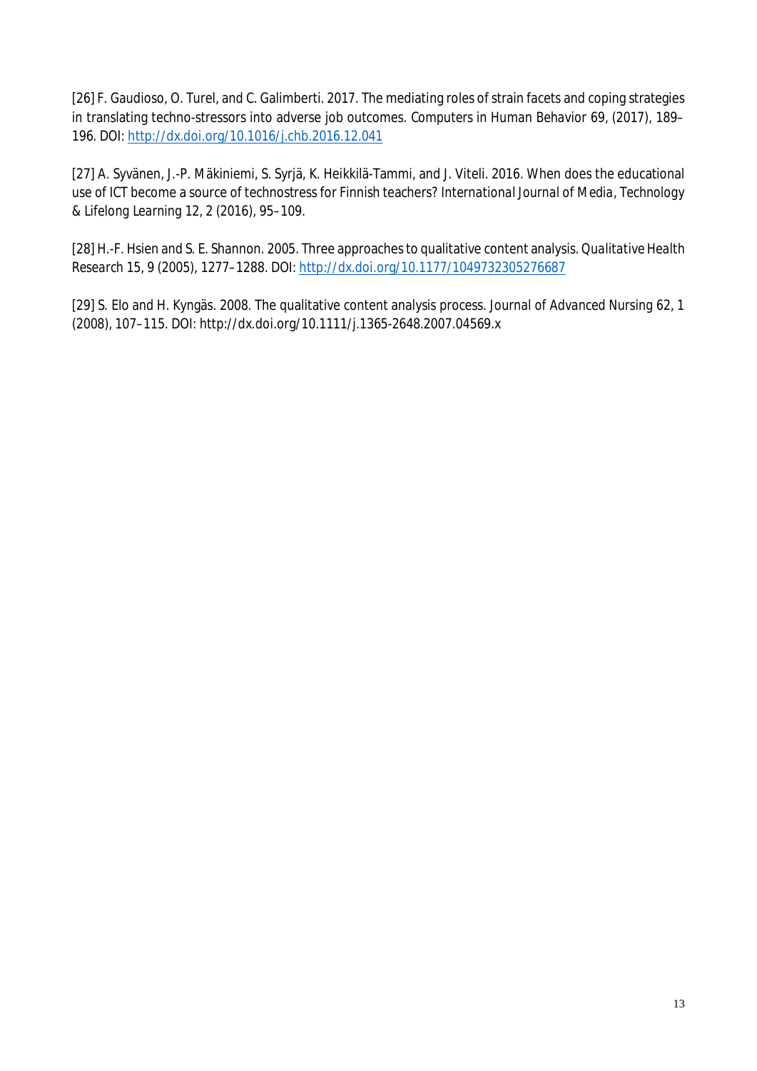[26] F. Gaudioso, O. Turel, and C. Galimberti. 2017. The mediating roles of strain facets and coping strategies in translating techno-stressors into adverse job outcomes. Computers in Human Behavior 69, (2017), 189–196. DOI: http://dx.doi.org/10.1016/j.chb.2016.12.041

[27] A. Syvänen, J.-P. Mäkiniemi, S. Syrjä, K. Heikkilä-Tammi, and J. Viteli. 2016. When does the educational use of ICT become a source of technostress for Finnish teachers? International Journal of Media, Technology & Lifelong Learning 12, 2 (2016), 95–109.

[28] H.-F. Hsien and S. E. Shannon. 2005. Three approaches to qualitative content analysis. Qualitative Health Research 15, 9 (2005), 1277–1288. DOI: http://dx.doi.org/10.1177/1049732305276687

[29] S. Elo and H. Kyngäs. 2008. The qualitative content analysis process. Journal of Advanced Nursing 62, 1 (2008), 107–115. DOI: http://dx.doi.org/10.1111/j.1365-2648.2007.04569.x